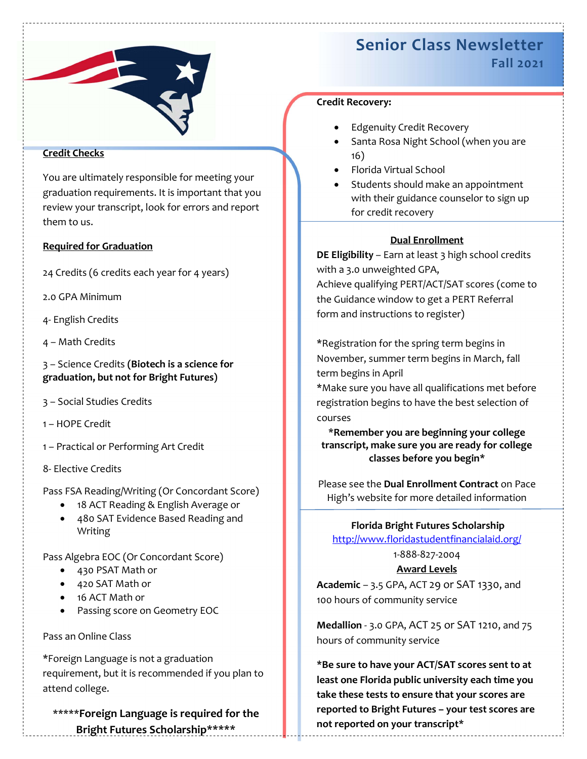# Senior Class Newsletter
## Fall 2021

**Credit Checks**

You are ultimately responsible for meeting your graduation requirements. It is important that you review your transcript, look for errors and report them to us.

**Required for Graduation**

24 Credits (6 credits each year for 4 years)

2.0 GPA Minimum

4- English Credits

4 – Math Credits

3 – Science Credits **(Biotech is a science for graduation, but not for Bright Futures)**

3 – Social Studies Credits

1 – HOPE Credit

1 – Practical or Performing Art Credit

8- Elective Credits

Pass FSA Reading/Writing (Or Concordant Score)

- 18 ACT Reading & English Average or
- 480 SAT Evidence Based Reading and Writing

Pass Algebra EOC (Or Concordant Score)

- 430 PSAT Math or
- 420 SAT Math or
- 16 ACT Math or
- Passing score on Geometry EOC

Pass an Online Class

*Foreign Language is not a graduation requirement, but it is recommended if you plan to attend college.

**\*\*\*\*\*Foreign Language is required for the Bright Futures Scholarship\*\*\*\*\***

**Credit Recovery:**

- Edgenuity Credit Recovery
- Santa Rosa Night School (when you are 16)
- Florida Virtual School
- Students should make an appointment with their guidance counselor to sign up for credit recovery

**Dual Enrollment**

**DE Eligibility** – Earn at least 3 high school credits with a 3.0 unweighted GPA,
Achieve qualifying PERT/ACT/SAT scores (come to the Guidance window to get a PERT Referral form and instructions to register)

*Registration for the spring term begins in November, summer term begins in March, fall term begins in April
*Make sure you have all qualifications met before registration begins to have the best selection of courses

**\*Remember you are beginning your college transcript, make sure you are ready for college classes before you begin\***

Please see the **Dual Enrollment Contract** on Pace High's website for more detailed information

**Florida Bright Futures Scholarship**

http://www.floridastudentfinancialaid.org/

1-888-827-2004

**Award Levels**

**Academic** – 3.5 GPA, ACT 29 or SAT 1330, and 100 hours of community service

**Medallion** - 3.0 GPA, ACT 25 or SAT 1210, and 75 hours of community service

**\*Be sure to have your ACT/SAT scores sent to at least one Florida public university each time you take these tests to ensure that your scores are reported to Bright Futures – your test scores are not reported on your transcript\***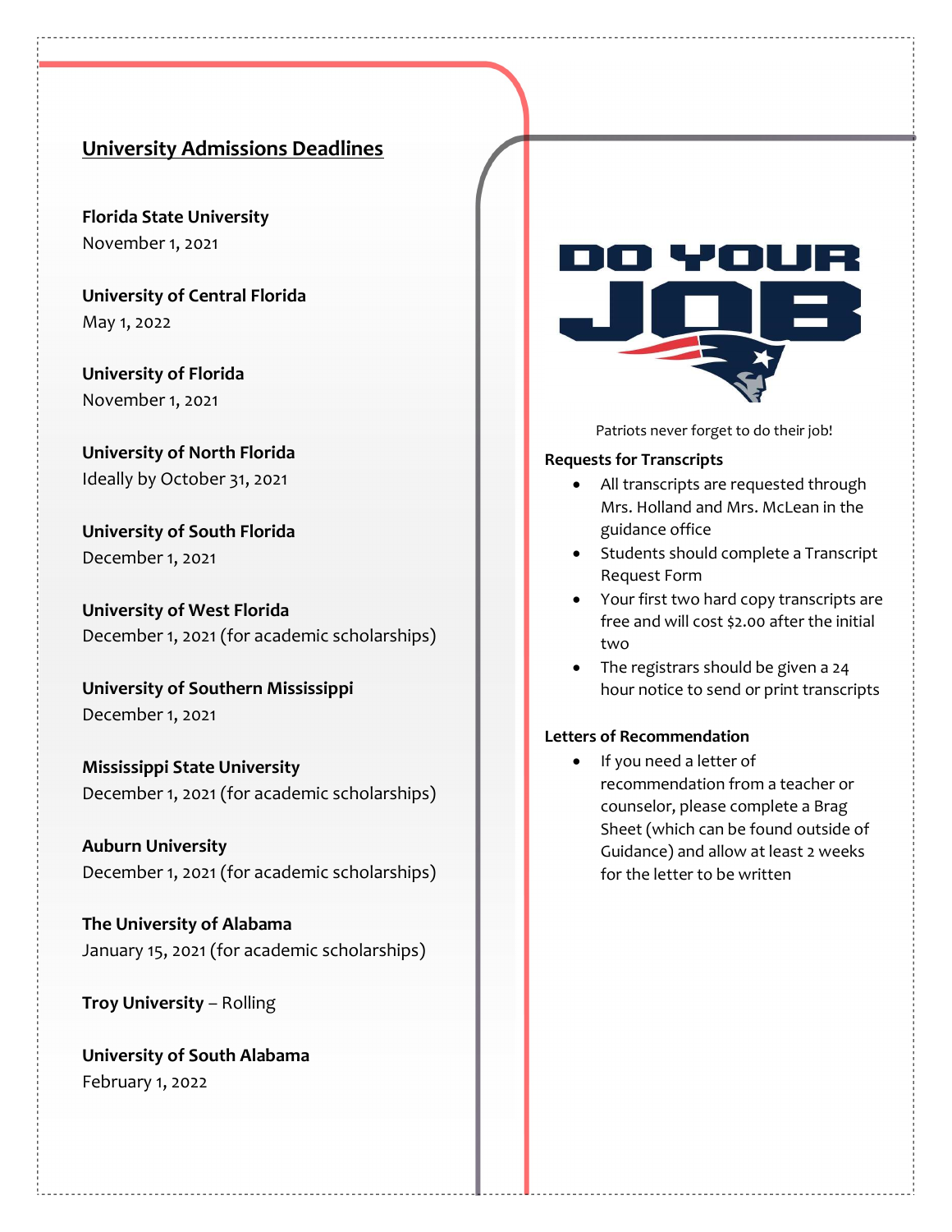## University Admissions Deadlines

**Florida State University**
November 1, 2021

**University of Central Florida**
May 1, 2022

**University of Florida**
November 1, 2021

**University of North Florida**
Ideally by October 31, 2021

**University of South Florida**
December 1, 2021

**University of West Florida**
December 1, 2021 (for academic scholarships)

**University of Southern Mississippi**
December 1, 2021

**Mississippi State University**
December 1, 2021 (for academic scholarships)

**Auburn University**
December 1, 2021 (for academic scholarships)

**The University of Alabama**
January 15, 2021 (for academic scholarships)

**Troy University** – Rolling

**University of South Alabama**
February 1, 2022

DO YOUR JOB

Patriots never forget to do their job!

**Requests for Transcripts**

- All transcripts are requested through Mrs. Holland and Mrs. McLean in the guidance office
- Students should complete a Transcript Request Form
- Your first two hard copy transcripts are free and will cost $2.00 after the initial two
- The registrars should be given a 24 hour notice to send or print transcripts

**Letters of Recommendation**

- If you need a letter of recommendation from a teacher or counselor, please complete a Brag Sheet (which can be found outside of Guidance) and allow at least 2 weeks for the letter to be written